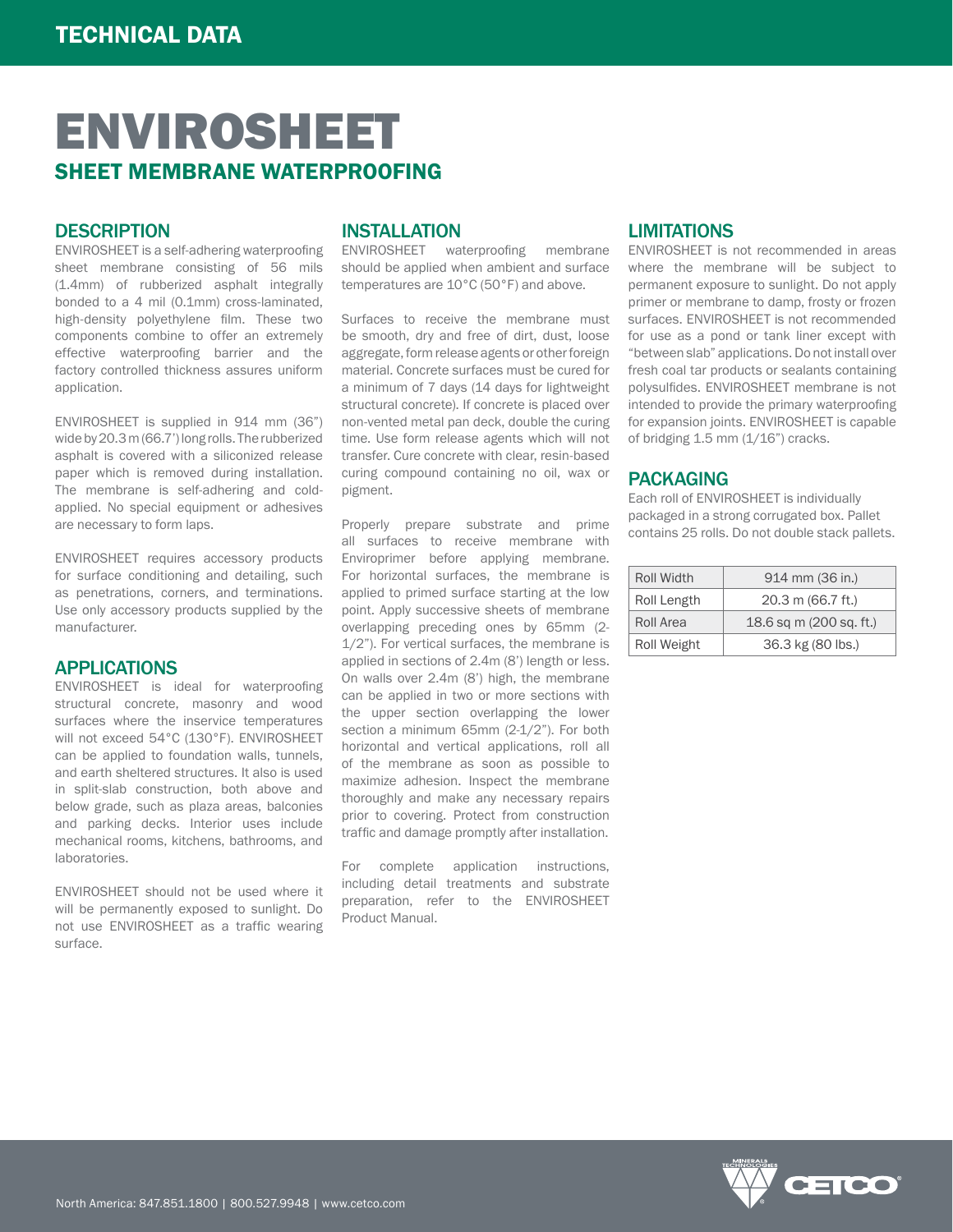# ENVIROSHEET

## SHEET MEMBRANE WATERPROOFING

### DESCRIPTION

ENVIROSHEET is a self-adhering waterproofing sheet membrane consisting of 56 mils (1.4mm) of rubberized asphalt integrally bonded to a 4 mil (0.1mm) cross-laminated, high-density polyethylene film. These two components combine to offer an extremely effective waterproofing barrier and the factory controlled thickness assures uniform application.

ENVIROSHEET is supplied in 914 mm (36") wide by 20.3 m (66.7') long rolls. The rubberized asphalt is covered with a siliconized release paper which is removed during installation. The membrane is self-adhering and cold-applied. No special equipment or adhesives are necessary to form laps.

ENVIROSHEET requires accessory products for surface conditioning and detailing, such as penetrations, corners, and terminations. Use only accessory products supplied by the manufacturer.

### APPLICATIONS

ENVIROSHEET is ideal for waterproofing structural concrete, masonry and wood surfaces where the inservice temperatures will not exceed 54°C (130°F). ENVIROSHEET can be applied to foundation walls, tunnels, and earth sheltered structures. It also is used in split-slab construction, both above and below grade, such as plaza areas, balconies and parking decks. Interior uses include mechanical rooms, kitchens, bathrooms, and laboratories.

ENVIROSHEET should not be used where it will be permanently exposed to sunlight. Do not use ENVIROSHEET as a traffic wearing surface.

### INSTALLATION

ENVIROSHEET waterproofing membrane should be applied when ambient and surface temperatures are 10°C (50°F) and above.

Surfaces to receive the membrane must be smooth, dry and free of dirt, dust, loose aggregate, form release agents or other foreign material. Concrete surfaces must be cured for a minimum of 7 days (14 days for lightweight structural concrete). If concrete is placed over non-vented metal pan deck, double the curing time. Use form release agents which will not transfer. Cure concrete with clear, resin-based curing compound containing no oil, wax or pigment.

Properly prepare substrate and prime all surfaces to receive membrane with Enviroprimer before applying membrane. For horizontal surfaces, the membrane is applied to primed surface starting at the low point. Apply successive sheets of membrane overlapping preceding ones by 65mm (2-1/2"). For vertical surfaces, the membrane is applied in sections of 2.4m (8') length or less. On walls over 2.4m (8') high, the membrane can be applied in two or more sections with the upper section overlapping the lower section a minimum 65mm (2-1/2"). For both horizontal and vertical applications, roll all of the membrane as soon as possible to maximize adhesion. Inspect the membrane thoroughly and make any necessary repairs prior to covering. Protect from construction traffic and damage promptly after installation.

For complete application instructions, including detail treatments and substrate preparation, refer to the ENVIROSHEET Product Manual.

### LIMITATIONS

ENVIROSHEET is not recommended in areas where the membrane will be subject to permanent exposure to sunlight. Do not apply primer or membrane to damp, frosty or frozen surfaces. ENVIROSHEET is not recommended for use as a pond or tank liner except with "between slab" applications. Do not install over fresh coal tar products or sealants containing polysulfides. ENVIROSHEET membrane is not intended to provide the primary waterproofing for expansion joints. ENVIROSHEET is capable of bridging 1.5 mm (1/16") cracks.

### PACKAGING

Each roll of ENVIROSHEET is individually packaged in a strong corrugated box. Pallet contains 25 rolls. Do not double stack pallets.

| | |
|---|---|
| Roll Width | 914 mm (36 in.) |
| Roll Length | 20.3 m (66.7 ft.) |
| Roll Area | 18.6 sq m (200 sq. ft.) |
| Roll Weight | 36.3 kg (80 lbs.) |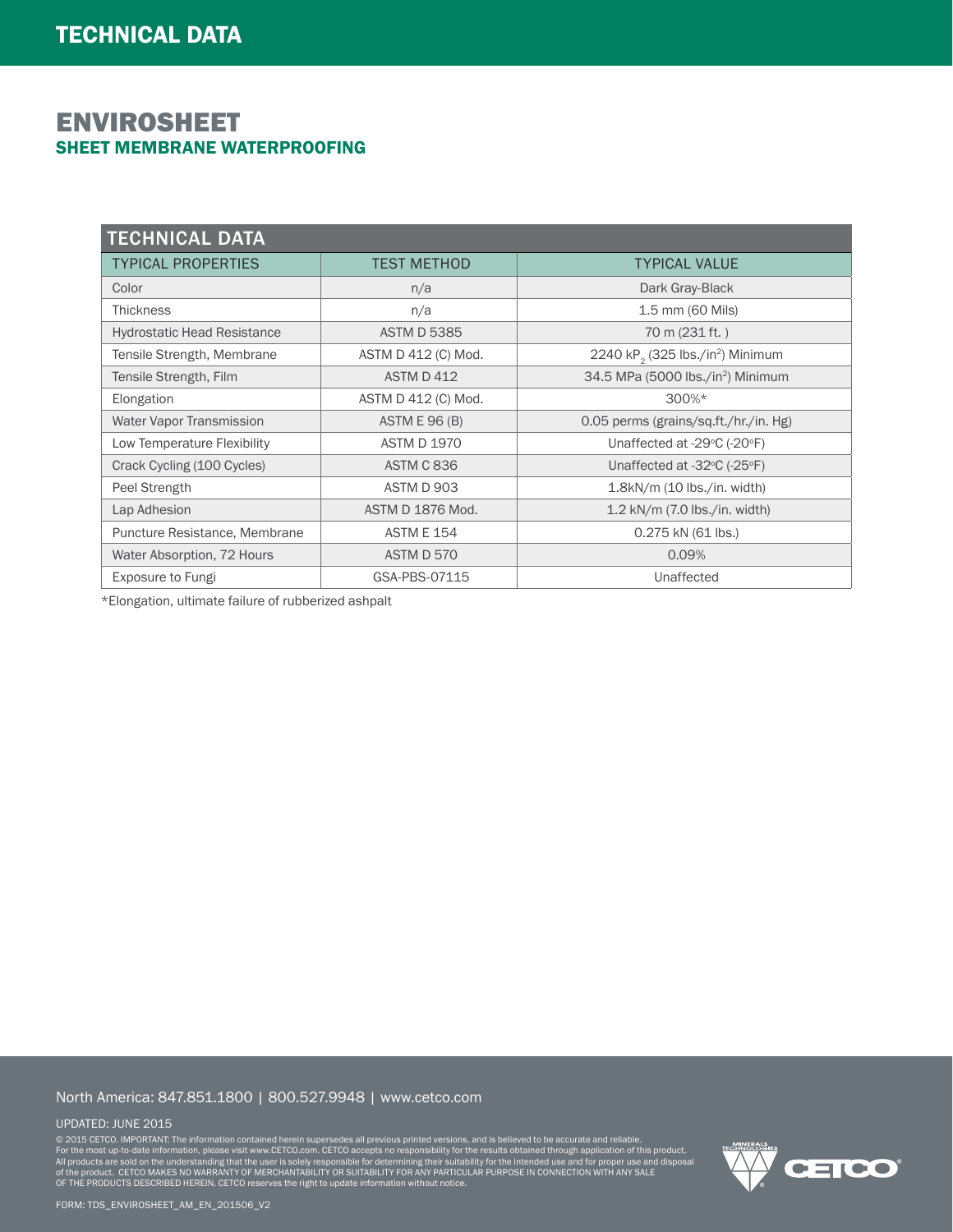# TECHNICAL DATA

## ENVIROSHEET

### SHEET MEMBRANE WATERPROOFING

| TECHNICAL DATA | | |
|---|---|---|
| TYPICAL PROPERTIES | TEST METHOD | TYPICAL VALUE |
| Color | n/a | Dark Gray-Black |
| Thickness | n/a | 1.5 mm (60 Mils) |
| Hydrostatic Head Resistance | ASTM D 5385 | 70 m (231 ft. ) |
| Tensile Strength, Membrane | ASTM D 412 (C) Mod. | 2240 $kP_2$ (325 $lbs./in^2$) Minimum |
| Tensile Strength, Film | ASTM D 412 | 34.5 MPa (5000 $lbs./in^2$) Minimum |
| Elongation | ASTM D 412 (C) Mod. | 300%* |
| Water Vapor Transmission | ASTM E 96 (B) | 0.05 perms (grains/sq.ft./hr./in. Hg) |
| Low Temperature Flexibility | ASTM D 1970 | Unaffected at -29°C (-20°F) |
| Crack Cycling (100 Cycles) | ASTM C 836 | Unaffected at -32°C (-25°F) |
| Peel Strength | ASTM D 903 | 1.8kN/m (10 lbs./in. width) |
| Lap Adhesion | ASTM D 1876 Mod. | 1.2 kN/m (7.0 lbs./in. width) |
| Puncture Resistance, Membrane | ASTM E 154 | 0.275 kN (61 lbs.) |
| Water Absorption, 72 Hours | ASTM D 570 | 0.09% |
| Exposure to Fungi | GSA-PBS-07115 | Unaffected |

*Elongation, ultimate failure of rubberized ashpalt

North America: 847.851.1800 | 800.527.9948 | www.cetco.com

UPDATED: JUNE 2015

© 2015 CETCO. IMPORTANT: The information contained herein supersedes all previous printed versions, and is believed to be accurate and reliable. For the most up-to-date information, please visit www.CETCO.com. CETCO accepts no responsibility for the results obtained through application of this product. All products are sold on the understanding that the user is solely responsible for determining their suitability for the intended use and for proper use and disposal of the product. CETCO MAKES NO WARRANTY OF MERCHANTABILITY OR SUITABILITY FOR ANY PARTICULAR PURPOSE IN CONNECTION WITH ANY SALE OF THE PRODUCTS DESCRIBED HEREIN. CETCO reserves the right to update information without notice.

FORM: TDS_ENVIROSHEET_AM_EN_201506_V2